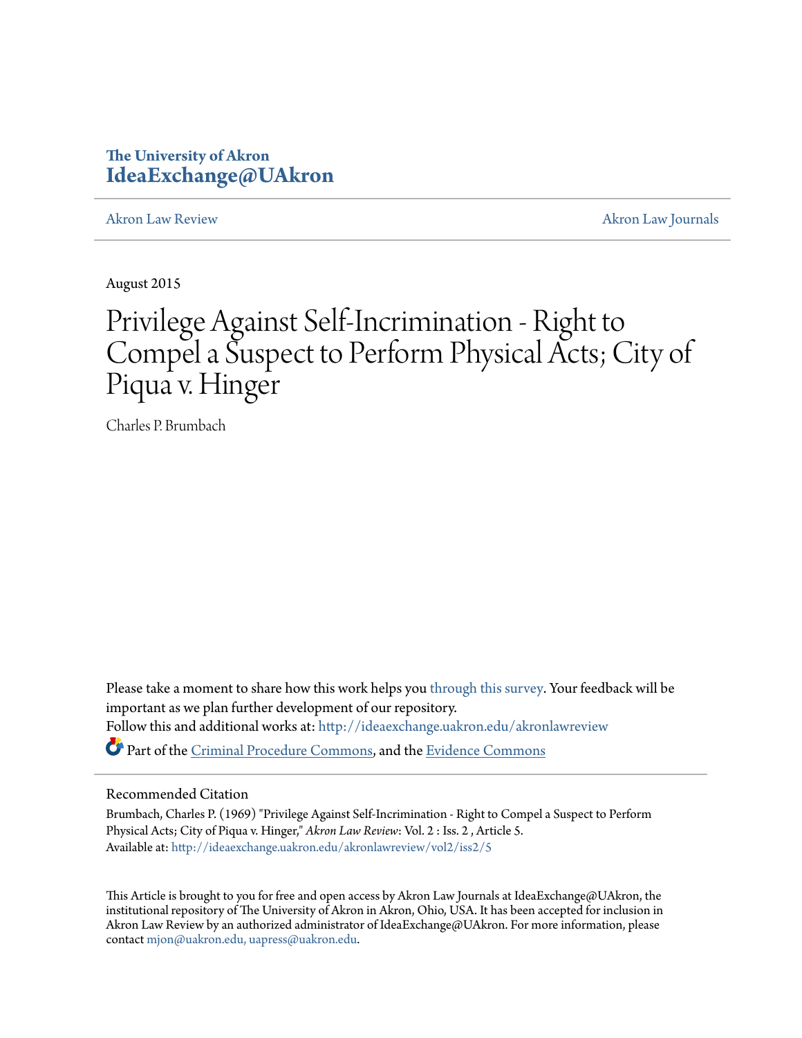The University of Akron
**IdeaExchange@UAkron**

Akron Law Review | Akron Law Journals

August 2015

# Privilege Against Self-Incrimination - Right to Compel a Suspect to Perform Physical Acts; City of Piqua v. Hinger

Charles P. Brumbach

Please take a moment to share how this work helps you through this survey. Your feedback will be important as we plan further development of our repository.

Follow this and additional works at: http://ideaexchange.uakron.edu/akronlawreview

Part of the Criminal Procedure Commons, and the Evidence Commons

## Recommended Citation

Brumbach, Charles P. (1969) "Privilege Against Self-Incrimination - Right to Compel a Suspect to Perform Physical Acts; City of Piqua v. Hinger," *Akron Law Review*: Vol. 2 : Iss. 2 , Article 5.
Available at: http://ideaexchange.uakron.edu/akronlawreview/vol2/iss2/5

This Article is brought to you for free and open access by Akron Law Journals at IdeaExchange@UAkron, the institutional repository of The University of Akron in Akron, Ohio, USA. It has been accepted for inclusion in Akron Law Review by an authorized administrator of IdeaExchange@UAkron. For more information, please contact mjon@uakron.edu, uapress@uakron.edu.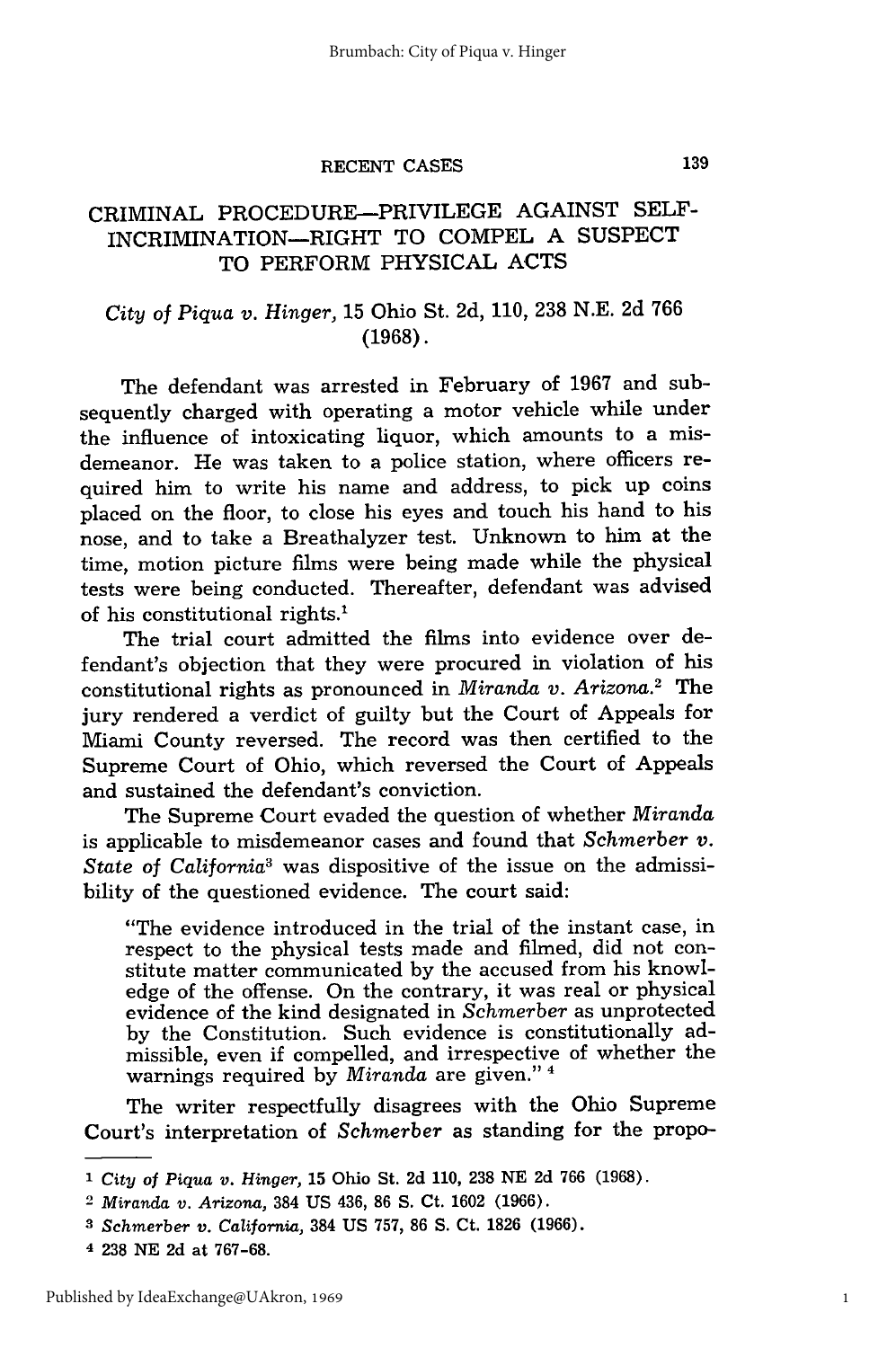RECENT CASES

## CRIMINAL PROCEDURE—PRIVILEGE AGAINST SELF-INCRIMINATION—RIGHT TO COMPEL A SUSPECT TO PERFORM PHYSICAL ACTS

*City of Piqua v. Hinger*, 15 Ohio St. 2d, 110, 238 N.E. 2d 766 (1968).

The defendant was arrested in February of 1967 and subsequently charged with operating a motor vehicle while under the influence of intoxicating liquor, which amounts to a misdemeanor. He was taken to a police station, where officers required him to write his name and address, to pick up coins placed on the floor, to close his eyes and touch his hand to his nose, and to take a Breathalyzer test. Unknown to him at the time, motion picture films were being made while the physical tests were being conducted. Thereafter, defendant was advised of his constitutional rights.[1]

The trial court admitted the films into evidence over defendant's objection that they were procured in violation of his constitutional rights as pronounced in *Miranda v. Arizona*.[2] The jury rendered a verdict of guilty but the Court of Appeals for Miami County reversed. The record was then certified to the Supreme Court of Ohio, which reversed the Court of Appeals and sustained the defendant's conviction.

The Supreme Court evaded the question of whether *Miranda* is applicable to misdemeanor cases and found that *Schmerber v. State of California*[3] was dispositive of the issue on the admissibility of the questioned evidence. The court said:

> "The evidence introduced in the trial of the instant case, in respect to the physical tests made and filmed, did not constitute matter communicated by the accused from his knowledge of the offense. On the contrary, it was real or physical evidence of the kind designated in *Schmerber* as unprotected by the Constitution. Such evidence is constitutionally admissible, even if compelled, and irrespective of whether the warnings required by *Miranda* are given." [4]

The writer respectfully disagrees with the Ohio Supreme Court's interpretation of *Schmerber* as standing for the propo-

---

[1] *City of Piqua v. Hinger*, 15 Ohio St. 2d 110, 238 NE 2d 766 (1968).

[2] *Miranda v. Arizona*, 384 US 436, 86 S. Ct. 1602 (1966).

[3] *Schmerber v. California*, 384 US 757, 86 S. Ct. 1826 (1966).

[4] 238 NE 2d at 767-68.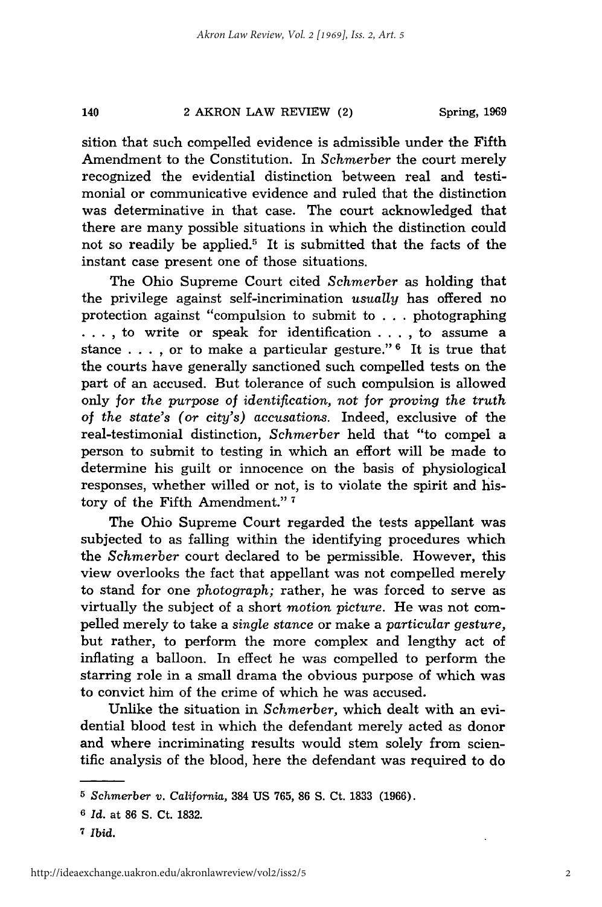sition that such compelled evidence is admissible under the Fifth Amendment to the Constitution. In *Schmerber* the court merely recognized the evidential distinction between real and testimonial or communicative evidence and ruled that the distinction was determinative in that case. The court acknowledged that there are many possible situations in which the distinction could not so readily be applied.[5] It is submitted that the facts of the instant case present one of those situations.

The Ohio Supreme Court cited *Schmerber* as holding that the privilege against self-incrimination *usually* has offered no protection against "compulsion to submit to . . . photographing . . . , to write or speak for identification . . . , to assume a stance . . . , or to make a particular gesture."[6] It is true that the courts have generally sanctioned such compelled tests on the part of an accused. But tolerance of such compulsion is allowed only *for the purpose of identification, not for proving the truth of the state's (or city's) accusations.* Indeed, exclusive of the real-testimonial distinction, *Schmerber* held that "to compel a person to submit to testing in which an effort will be made to determine his guilt or innocence on the basis of physiological responses, whether willed or not, is to violate the spirit and history of the Fifth Amendment."[7]

The Ohio Supreme Court regarded the tests appellant was subjected to as falling within the identifying procedures which the *Schmerber* court declared to be permissible. However, this view overlooks the fact that appellant was not compelled merely to stand for one *photograph;* rather, he was forced to serve as virtually the subject of a short *motion picture.* He was not compelled merely to take a *single stance* or make a *particular gesture,* but rather, to perform the more complex and lengthy act of inflating a balloon. In effect he was compelled to perform the starring role in a small drama the obvious purpose of which was to convict him of the crime of which he was accused.

Unlike the situation in *Schmerber,* which dealt with an evidential blood test in which the defendant merely acted as donor and where incriminating results would stem solely from scientific analysis of the blood, here the defendant was required to do

---

[5] *Schmerber v. California,* 384 US 765, 86 S. Ct. 1833 (1966).

[6] *Id.* at 86 S. Ct. 1832.

[7] *Ibid.*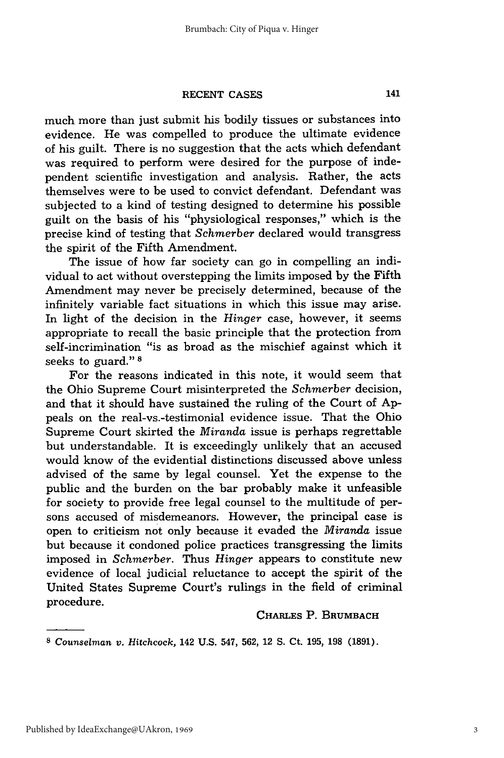much more than just submit his bodily tissues or substances into evidence. He was compelled to produce the ultimate evidence of his guilt. There is no suggestion that the acts which defendant was required to perform were desired for the purpose of independent scientific investigation and analysis. Rather, the acts themselves were to be used to convict defendant. Defendant was subjected to a kind of testing designed to determine his possible guilt on the basis of his "physiological responses," which is the precise kind of testing that *Schmerber* declared would transgress the spirit of the Fifth Amendment.

The issue of how far society can go in compelling an individual to act without overstepping the limits imposed by the Fifth Amendment may never be precisely determined, because of the infinitely variable fact situations in which this issue may arise. In light of the decision in the *Hinger* case, however, it seems appropriate to recall the basic principle that the protection from self-incrimination "is as broad as the mischief against which it seeks to guard." [8]

For the reasons indicated in this note, it would seem that the Ohio Supreme Court misinterpreted the *Schmerber* decision, and that it should have sustained the ruling of the Court of Appeals on the real-vs.-testimonial evidence issue. That the Ohio Supreme Court skirted the *Miranda* issue is perhaps regrettable but understandable. It is exceedingly unlikely that an accused would know of the evidential distinctions discussed above unless advised of the same by legal counsel. Yet the expense to the public and the burden on the bar probably make it unfeasible for society to provide free legal counsel to the multitude of persons accused of misdemeanors. However, the principal case is open to criticism not only because it evaded the *Miranda* issue but because it condoned police practices transgressing the limits imposed in *Schmerber*. Thus *Hinger* appears to constitute new evidence of local judicial reluctance to accept the spirit of the United States Supreme Court's rulings in the field of criminal procedure.

CHARLES P. BRUMBACH

---

[8] *Counselman v. Hitchcock*, 142 U.S. 547, 562, 12 S. Ct. 195, 198 (1891).